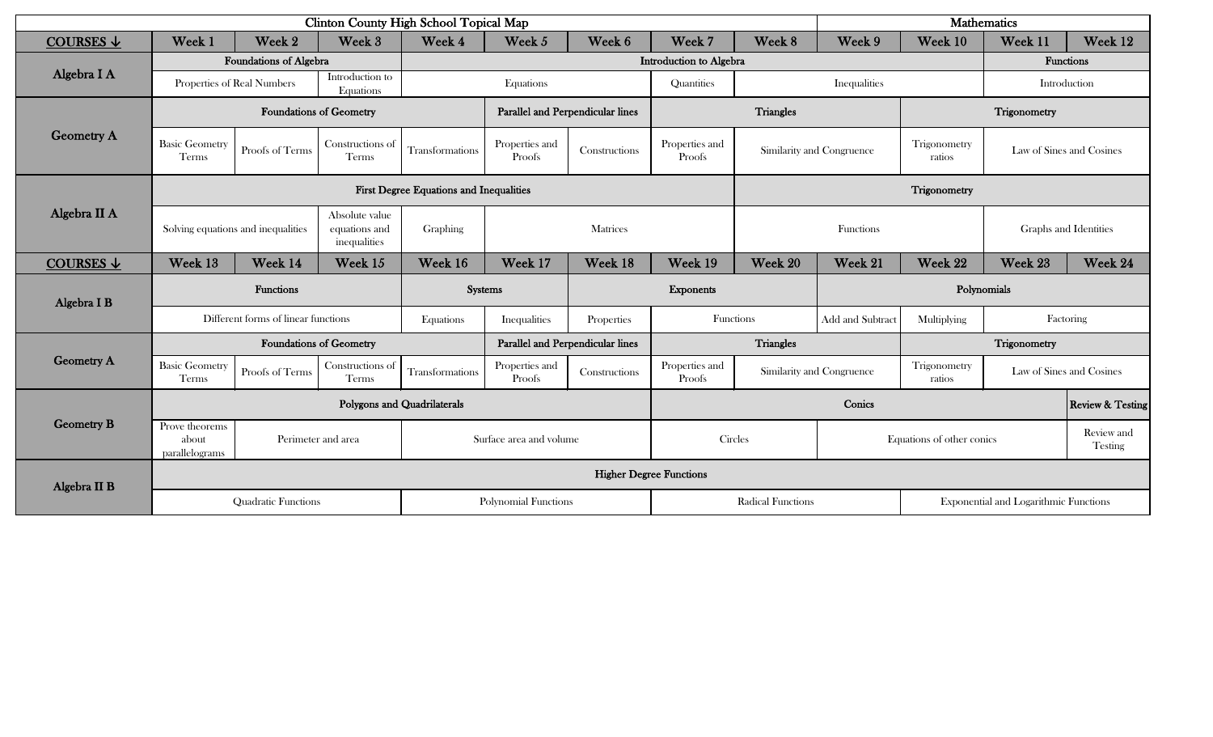# Clinton County High School Topical Map — Mathematics

| COURSES ↓ | Week 1 | Week 2 | Week 3 | Week 4 | Week 5 | Week 6 | Week 7 | Week 8 | Week 9 | Week 10 | Week 11 | Week 12 |
|---|---|---|---|---|---|---|---|---|---|---|---|---|
| **Algebra I A** | **Foundations of Algebra** | | | **Introduction to Algebra** | | | | | | | **Functions** | |
| | Properties of Real Numbers | | Introduction to Equations | Equations | | | Quantities | Inequalities | | | Introduction | |
| **Geometry A** | **Foundations of Geometry** | | | | **Parallel and Perpendicular lines** | | **Triangles** | | | **Trigonometry** | | |
| | Basic Geometry Terms | Proofs of Terms | Constructions of Terms | Transformations | Properties and Proofs | Constructions | Properties and Proofs | Similarity and Congruence | | Trigonometry ratios | Law of Sines and Cosines | |
| **Algebra II A** | **First Degree Equations and Inequalities** | | | | | | | **Trigonometry** | | | | |
| | Solving equations and inequalities | | Absolute value equations and inequalities | Graphing | Matrices | | | Functions | | | Graphs and Identities | |

| COURSES ↓ | Week 13 | Week 14 | Week 15 | Week 16 | Week 17 | Week 18 | Week 19 | Week 20 | Week 21 | Week 22 | Week 23 | Week 24 |
|---|---|---|---|---|---|---|---|---|---|---|---|---|
| **Algebra I B** | **Functions** | | | **Systems** | | **Exponents** | | | **Polynomials** | | | |
| | Different forms of linear functions | | | Equations | Inequalities | Properties | Functions | | Add and Subtract | Multiplying | Factoring | |
| **Geometry A** | **Foundations of Geometry** | | | | **Parallel and Perpendicular lines** | | **Triangles** | | | **Trigonometry** | | |
| | Basic Geometry Terms | Proofs of Terms | Constructions of Terms | Transformations | Properties and Proofs | Constructions | Properties and Proofs | Similarity and Congruence | | Trigonometry ratios | Law of Sines and Cosines | |
| **Geometry B** | **Polygons and Quadrilaterals** | | | | | | **Conics** | | | | | **Review & Testing** |
| | Prove theorems about parallelograms | Perimeter and area | | Surface area and volume | | | Circles | | Equations of other conics | | | Review and Testing |
| **Algebra II B** | **Higher Degree Functions** | | | | | | | | | | | |
| | Quadratic Functions | | | Polynomial Functions | | | Radical Functions | | | Exponential and Logarithmic Functions | | |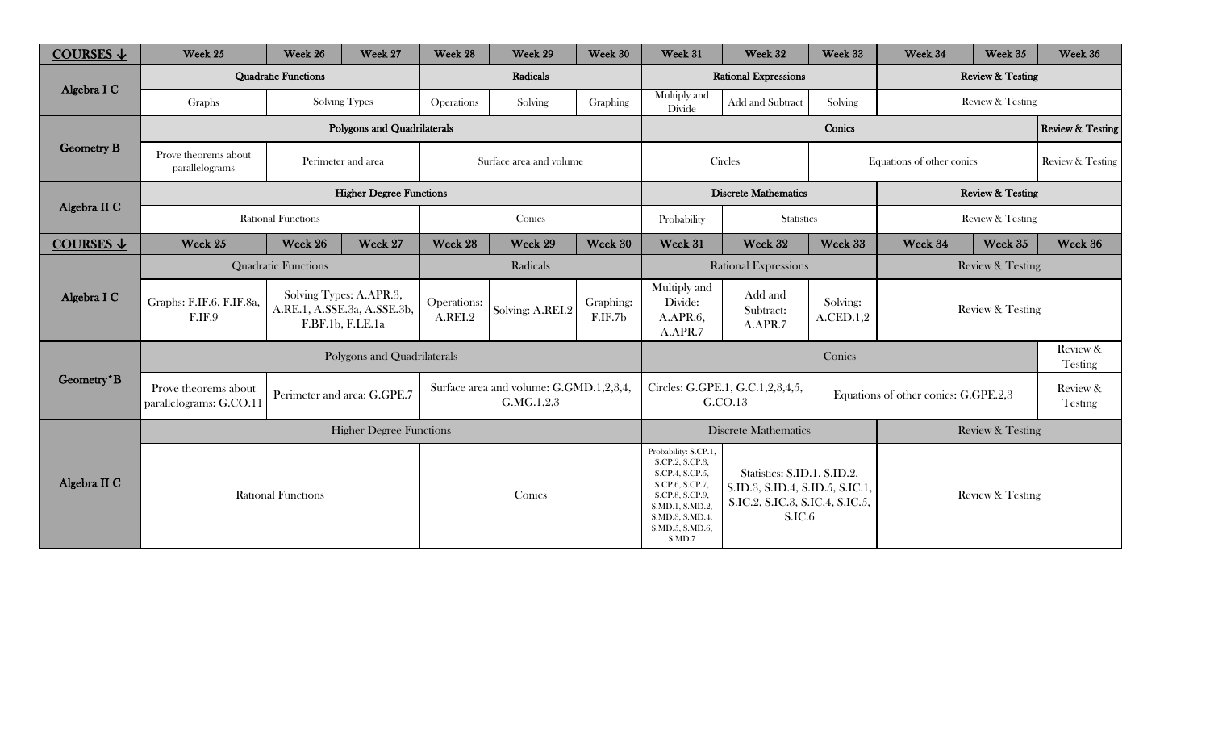| COURSES ↓ | Week 25 | Week 26 | Week 27 | Week 28 | Week 29 | Week 30 | Week 31 | Week 32 | Week 33 | Week 34 | Week 35 | Week 36 |
|---|---|---|---|---|---|---|---|---|---|---|---|---|
| Algebra I C | Quadratic Functions | | | Radicals | | | Rational Expressions | | | Review & Testing | | |
| | Graphs | Solving Types | | Operations | Solving | Graphing | Multiply and Divide | Add and Subtract | Solving | Review & Testing | | |
| Geometry B | Polygons and Quadrilaterals | | | | | | Conics | | | | | Review & Testing |
| | Prove theorems about parallelograms | Perimeter and area | | Surface area and volume | | | Circles | | Equations of other conics | | | Review & Testing |
| Algebra II C | Higher Degree Functions | | | | | | Discrete Mathematics | | | Review & Testing | | |
| | Rational Functions | | | Conics | | | Probability | Statistics | | Review & Testing | | |

| COURSES ↓ | Week 25 | Week 26 | Week 27 | Week 28 | Week 29 | Week 30 | Week 31 | Week 32 | Week 33 | Week 34 | Week 35 | Week 36 |
|---|---|---|---|---|---|---|---|---|---|---|---|---|
| Algebra I C | Quadratic Functions | | | Radicals | | | Rational Expressions | | | Review & Testing | | |
| | Graphs: F.IF.6, F.IF.8a, F.IF.9 | Solving Types: A.APR.3, A.RE.1, A.SSE.3a, A.SSE.3b, F.BF.1b, F.LE.1a | | Operations: A.REI.2 | Solving: A.REI.2 | Graphing: F.IF.7b | Multiply and Divide: A.APR.6, A.APR.7 | Add and Subtract: A.APR.7 | Solving: A.CED.1,2 | Review & Testing | | |
| Geometry*B | Polygons and Quadrilaterals | | | | | | Conics | | | | | Review & Testing |
| | Prove theorems about parallelograms: G.CO.11 | Perimeter and area: G.GPE.7 | | Surface area and volume: G.GMD.1,2,3,4, G.MG.1,2,3 | | | Circles: G.GPE.1, G.C.1,2,3,4,5, G.CO.13 | | Equations of other conics: G.GPE.2,3 | | | Review & Testing |
| Algebra II C | Higher Degree Functions | | | | | | Discrete Mathematics | | | Review & Testing | | |
| | Rational Functions | | | Conics | | | Probability: S.CP.1, S.CP.2, S.CP.3, S.CP.4, S.CP.5, S.CP.6, S.CP.7, S.CP.8, S.CP.9, S.MD.1, S.MD.2, S.MD.3, S.MD.4, S.MD.5, S.MD.6, S.MD.7 | Statistics: S.ID.1, S.ID.2, S.ID.3, S.ID.4, S.ID.5, S.IC.1, S.IC.2, S.IC.3, S.IC.4, S.IC.5, S.IC.6 | | Review & Testing | | |